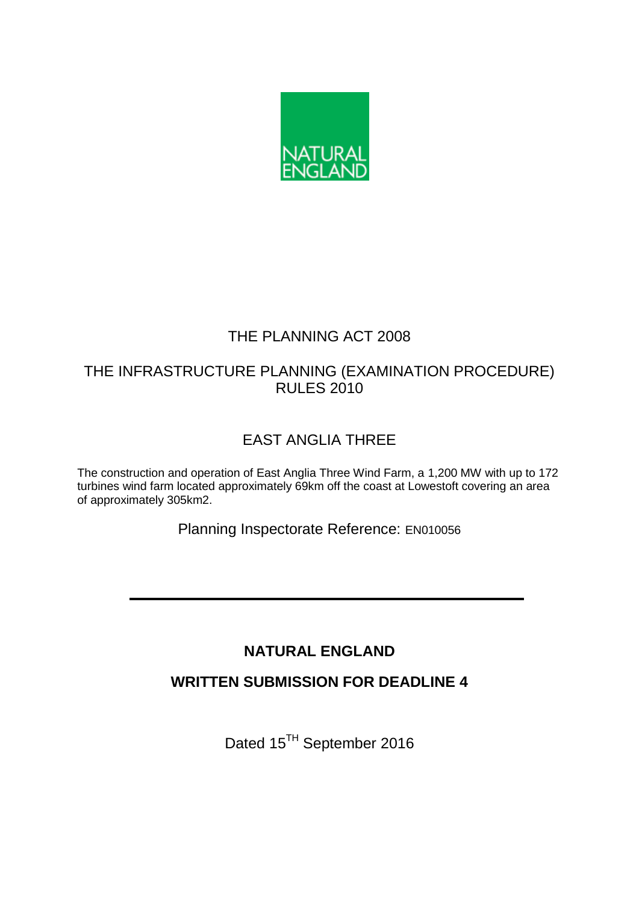NATURAL ENGLAND

THE PLANNING ACT 2008

THE INFRASTRUCTURE PLANNING (EXAMINATION PROCEDURE) RULES 2010

EAST ANGLIA THREE

The construction and operation of East Anglia Three Wind Farm, a 1,200 MW with up to 172 turbines wind farm located approximately 69km off the coast at Lowestoft covering an area of approximately 305km2.

Planning Inspectorate Reference: EN010056

---

**NATURAL ENGLAND**

**WRITTEN SUBMISSION FOR DEADLINE 4**

Dated 15TH September 2016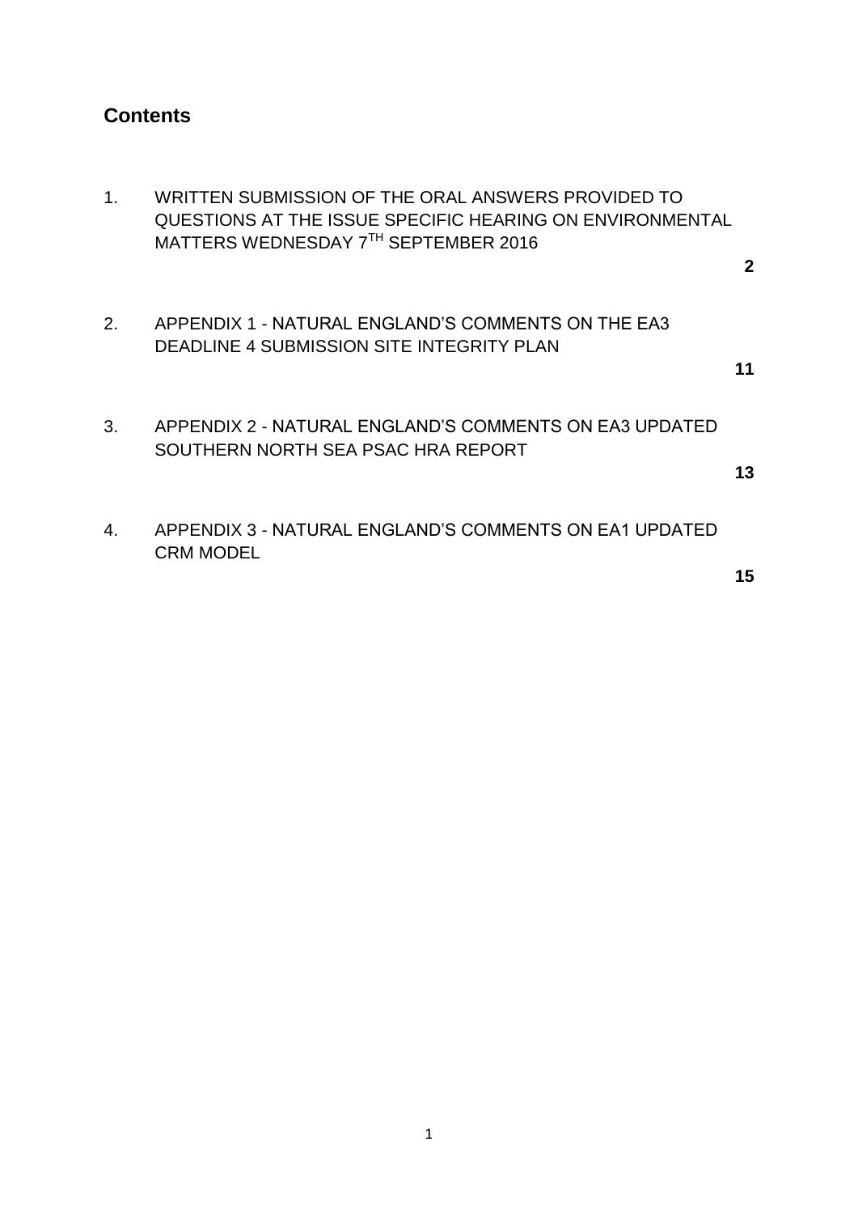## Contents

1. WRITTEN SUBMISSION OF THE ORAL ANSWERS PROVIDED TO QUESTIONS AT THE ISSUE SPECIFIC HEARING ON ENVIRONMENTAL MATTERS WEDNESDAY 7TH SEPTEMBER 2016 **2**

2. APPENDIX 1 - NATURAL ENGLAND'S COMMENTS ON THE EA3 DEADLINE 4 SUBMISSION SITE INTEGRITY PLAN **11**

3. APPENDIX 2 - NATURAL ENGLAND'S COMMENTS ON EA3 UPDATED SOUTHERN NORTH SEA PSAC HRA REPORT **13**

4. APPENDIX 3 - NATURAL ENGLAND'S COMMENTS ON EA1 UPDATED CRM MODEL **15**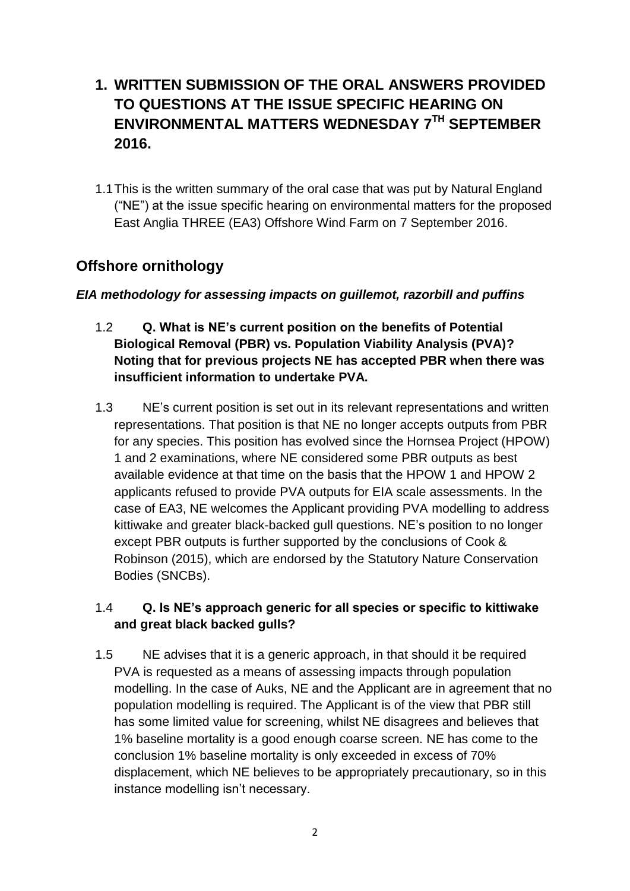# 1. WRITTEN SUBMISSION OF THE ORAL ANSWERS PROVIDED TO QUESTIONS AT THE ISSUE SPECIFIC HEARING ON ENVIRONMENTAL MATTERS WEDNESDAY 7TH SEPTEMBER 2016.

1.1 This is the written summary of the oral case that was put by Natural England ("NE") at the issue specific hearing on environmental matters for the proposed East Anglia THREE (EA3) Offshore Wind Farm on 7 September 2016.

## Offshore ornithology

### *EIA methodology for assessing impacts on guillemot, razorbill and puffins*

1.2 **Q. What is NE's current position on the benefits of Potential Biological Removal (PBR) vs. Population Viability Analysis (PVA)? Noting that for previous projects NE has accepted PBR when there was insufficient information to undertake PVA.**

1.3 NE's current position is set out in its relevant representations and written representations. That position is that NE no longer accepts outputs from PBR for any species. This position has evolved since the Hornsea Project (HPOW) 1 and 2 examinations, where NE considered some PBR outputs as best available evidence at that time on the basis that the HPOW 1 and HPOW 2 applicants refused to provide PVA outputs for EIA scale assessments. In the case of EA3, NE welcomes the Applicant providing PVA modelling to address kittiwake and greater black-backed gull questions. NE's position to no longer except PBR outputs is further supported by the conclusions of Cook & Robinson (2015), which are endorsed by the Statutory Nature Conservation Bodies (SNCBs).

1.4 **Q. Is NE's approach generic for all species or specific to kittiwake and great black backed gulls?**

1.5 NE advises that it is a generic approach, in that should it be required PVA is requested as a means of assessing impacts through population modelling. In the case of Auks, NE and the Applicant are in agreement that no population modelling is required. The Applicant is of the view that PBR still has some limited value for screening, whilst NE disagrees and believes that 1% baseline mortality is a good enough coarse screen. NE has come to the conclusion 1% baseline mortality is only exceeded in excess of 70% displacement, which NE believes to be appropriately precautionary, so in this instance modelling isn't necessary.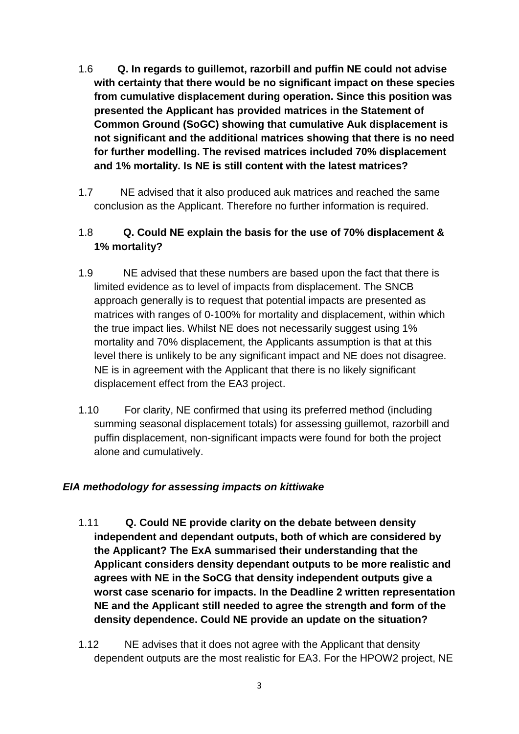1.6 **Q. In regards to guillemot, razorbill and puffin NE could not advise with certainty that there would be no significant impact on these species from cumulative displacement during operation. Since this position was presented the Applicant has provided matrices in the Statement of Common Ground (SoGC) showing that cumulative Auk displacement is not significant and the additional matrices showing that there is no need for further modelling. The revised matrices included 70% displacement and 1% mortality. Is NE is still content with the latest matrices?**

1.7 NE advised that it also produced auk matrices and reached the same conclusion as the Applicant. Therefore no further information is required.

1.8 **Q. Could NE explain the basis for the use of 70% displacement & 1% mortality?**

1.9 NE advised that these numbers are based upon the fact that there is limited evidence as to level of impacts from displacement. The SNCB approach generally is to request that potential impacts are presented as matrices with ranges of 0-100% for mortality and displacement, within which the true impact lies. Whilst NE does not necessarily suggest using 1% mortality and 70% displacement, the Applicants assumption is that at this level there is unlikely to be any significant impact and NE does not disagree. NE is in agreement with the Applicant that there is no likely significant displacement effect from the EA3 project.

1.10 For clarity, NE confirmed that using its preferred method (including summing seasonal displacement totals) for assessing guillemot, razorbill and puffin displacement, non-significant impacts were found for both the project alone and cumulatively.

### *EIA methodology for assessing impacts on kittiwake*

1.11 **Q. Could NE provide clarity on the debate between density independent and dependant outputs, both of which are considered by the Applicant? The ExA summarised their understanding that the Applicant considers density dependant outputs to be more realistic and agrees with NE in the SoCG that density independent outputs give a worst case scenario for impacts. In the Deadline 2 written representation NE and the Applicant still needed to agree the strength and form of the density dependence. Could NE provide an update on the situation?**

1.12 NE advises that it does not agree with the Applicant that density dependent outputs are the most realistic for EA3. For the HPOW2 project, NE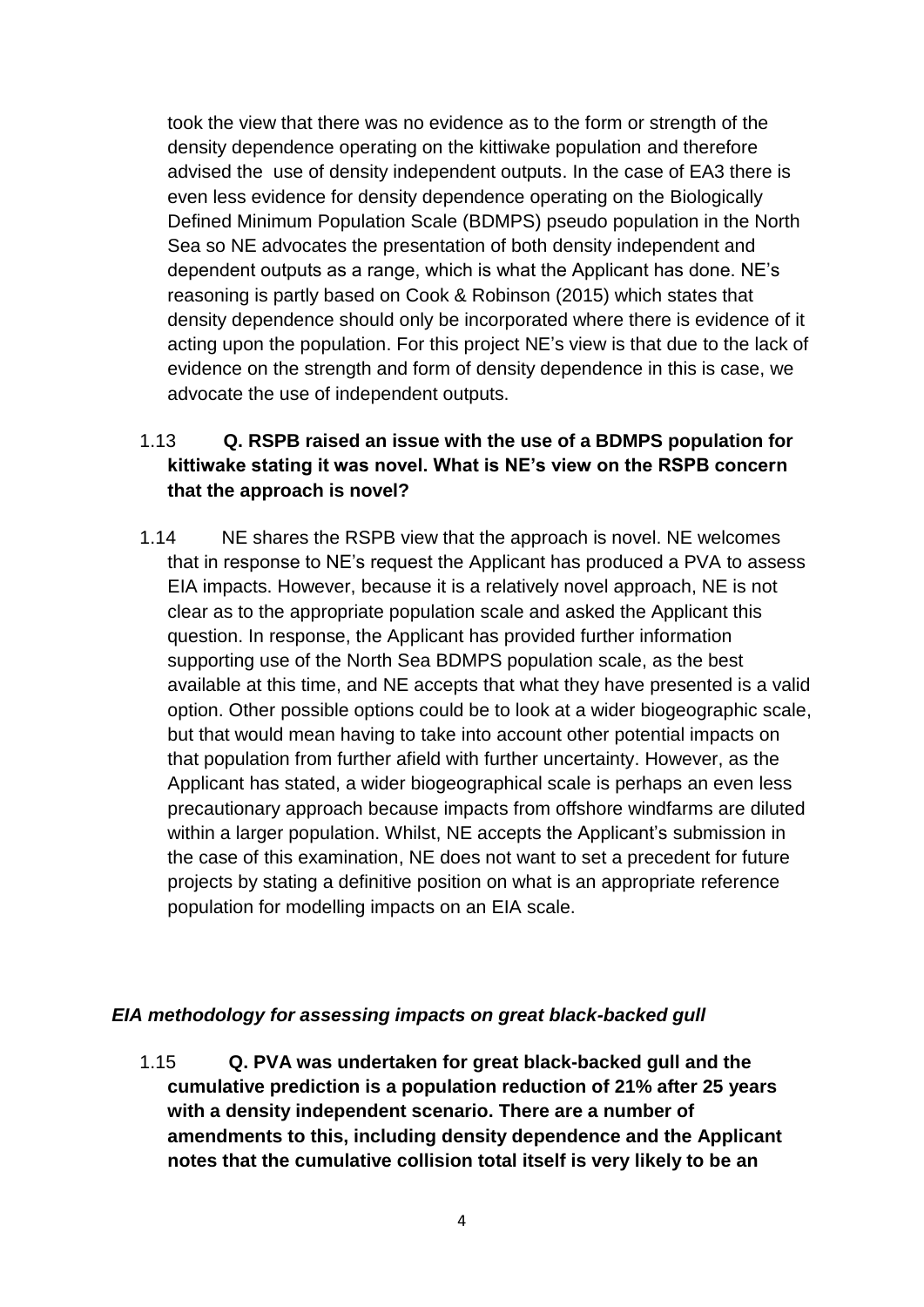took the view that there was no evidence as to the form or strength of the density dependence operating on the kittiwake population and therefore advised the use of density independent outputs. In the case of EA3 there is even less evidence for density dependence operating on the Biologically Defined Minimum Population Scale (BDMPS) pseudo population in the North Sea so NE advocates the presentation of both density independent and dependent outputs as a range, which is what the Applicant has done. NE's reasoning is partly based on Cook & Robinson (2015) which states that density dependence should only be incorporated where there is evidence of it acting upon the population. For this project NE's view is that due to the lack of evidence on the strength and form of density dependence in this is case, we advocate the use of independent outputs.

1.13 **Q. RSPB raised an issue with the use of a BDMPS population for kittiwake stating it was novel. What is NE's view on the RSPB concern that the approach is novel?**

1.14 NE shares the RSPB view that the approach is novel. NE welcomes that in response to NE's request the Applicant has produced a PVA to assess EIA impacts. However, because it is a relatively novel approach, NE is not clear as to the appropriate population scale and asked the Applicant this question. In response, the Applicant has provided further information supporting use of the North Sea BDMPS population scale, as the best available at this time, and NE accepts that what they have presented is a valid option. Other possible options could be to look at a wider biogeographic scale, but that would mean having to take into account other potential impacts on that population from further afield with further uncertainty. However, as the Applicant has stated, a wider biogeographical scale is perhaps an even less precautionary approach because impacts from offshore windfarms are diluted within a larger population. Whilst, NE accepts the Applicant's submission in the case of this examination, NE does not want to set a precedent for future projects by stating a definitive position on what is an appropriate reference population for modelling impacts on an EIA scale.

***EIA methodology for assessing impacts on great black-backed gull***

1.15 **Q. PVA was undertaken for great black-backed gull and the cumulative prediction is a population reduction of 21% after 25 years with a density independent scenario. There are a number of amendments to this, including density dependence and the Applicant notes that the cumulative collision total itself is very likely to be an**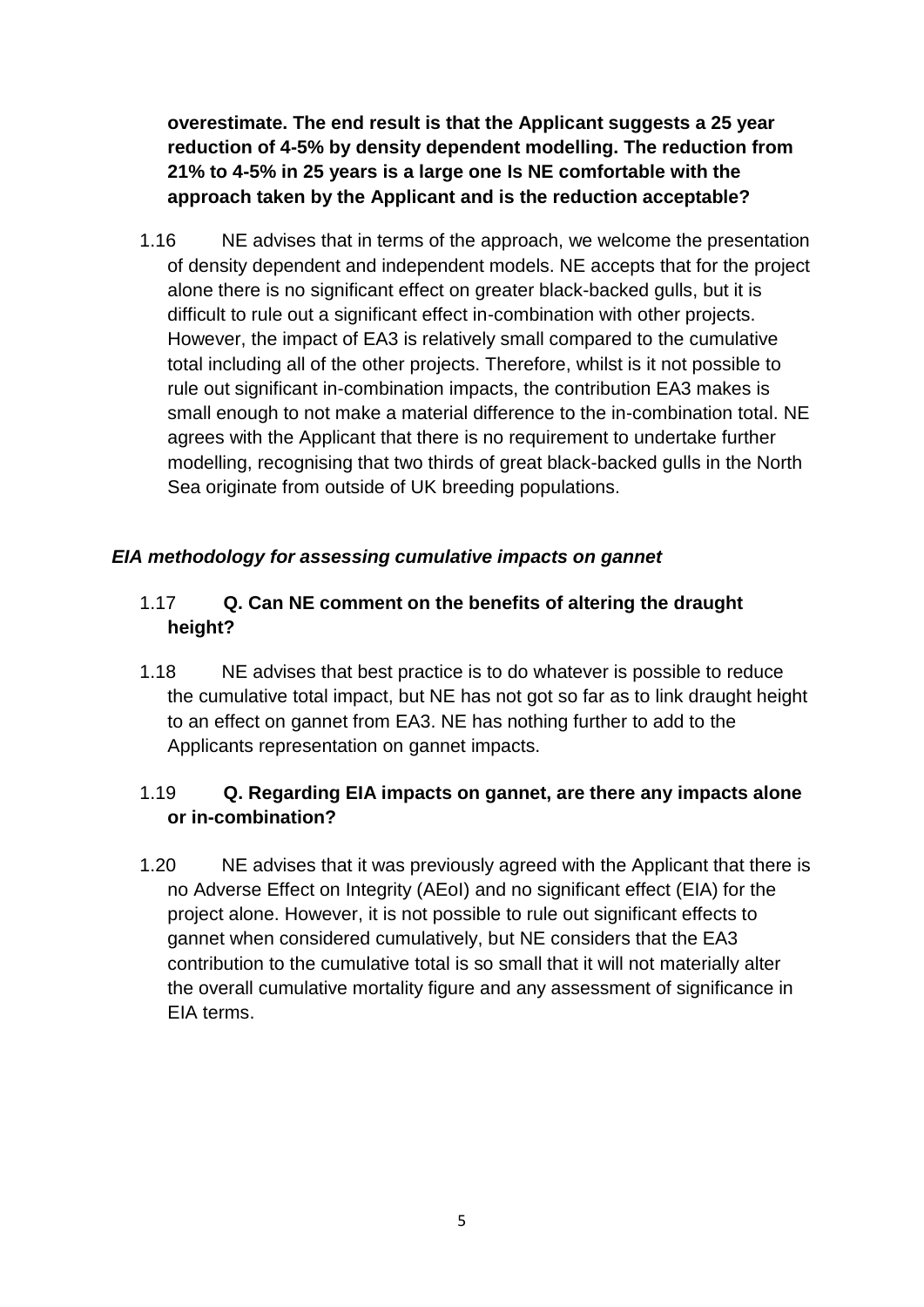**overestimate. The end result is that the Applicant suggests a 25 year reduction of 4-5% by density dependent modelling. The reduction from 21% to 4-5% in 25 years is a large one Is NE comfortable with the approach taken by the Applicant and is the reduction acceptable?**

1.16 NE advises that in terms of the approach, we welcome the presentation of density dependent and independent models. NE accepts that for the project alone there is no significant effect on greater black-backed gulls, but it is difficult to rule out a significant effect in-combination with other projects. However, the impact of EA3 is relatively small compared to the cumulative total including all of the other projects. Therefore, whilst is it not possible to rule out significant in-combination impacts, the contribution EA3 makes is small enough to not make a material difference to the in-combination total. NE agrees with the Applicant that there is no requirement to undertake further modelling, recognising that two thirds of great black-backed gulls in the North Sea originate from outside of UK breeding populations.

### *EIA methodology for assessing cumulative impacts on gannet*

1.17 **Q. Can NE comment on the benefits of altering the draught height?**

1.18 NE advises that best practice is to do whatever is possible to reduce the cumulative total impact, but NE has not got so far as to link draught height to an effect on gannet from EA3. NE has nothing further to add to the Applicants representation on gannet impacts.

1.19 **Q. Regarding EIA impacts on gannet, are there any impacts alone or in-combination?**

1.20 NE advises that it was previously agreed with the Applicant that there is no Adverse Effect on Integrity (AEoI) and no significant effect (EIA) for the project alone. However, it is not possible to rule out significant effects to gannet when considered cumulatively, but NE considers that the EA3 contribution to the cumulative total is so small that it will not materially alter the overall cumulative mortality figure and any assessment of significance in EIA terms.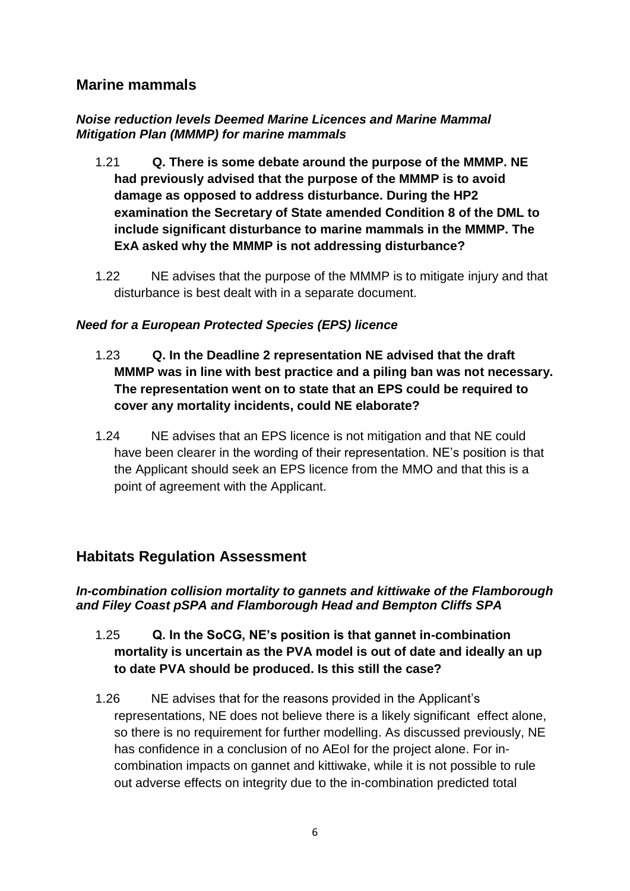## Marine mammals

### *Noise reduction levels Deemed Marine Licences and Marine Mammal Mitigation Plan (MMMP) for marine mammals*

1.21 **Q. There is some debate around the purpose of the MMMP. NE had previously advised that the purpose of the MMMP is to avoid damage as opposed to address disturbance. During the HP2 examination the Secretary of State amended Condition 8 of the DML to include significant disturbance to marine mammals in the MMMP. The ExA asked why the MMMP is not addressing disturbance?**

1.22 NE advises that the purpose of the MMMP is to mitigate injury and that disturbance is best dealt with in a separate document.

### *Need for a European Protected Species (EPS) licence*

1.23 **Q. In the Deadline 2 representation NE advised that the draft MMMP was in line with best practice and a piling ban was not necessary. The representation went on to state that an EPS could be required to cover any mortality incidents, could NE elaborate?**

1.24 NE advises that an EPS licence is not mitigation and that NE could have been clearer in the wording of their representation. NE's position is that the Applicant should seek an EPS licence from the MMO and that this is a point of agreement with the Applicant.

## Habitats Regulation Assessment

### *In-combination collision mortality to gannets and kittiwake of the Flamborough and Filey Coast pSPA and Flamborough Head and Bempton Cliffs SPA*

1.25 **Q. In the SoCG, NE's position is that gannet in-combination mortality is uncertain as the PVA model is out of date and ideally an up to date PVA should be produced. Is this still the case?**

1.26 NE advises that for the reasons provided in the Applicant's representations, NE does not believe there is a likely significant effect alone, so there is no requirement for further modelling. As discussed previously, NE has confidence in a conclusion of no AEoI for the project alone. For in-combination impacts on gannet and kittiwake, while it is not possible to rule out adverse effects on integrity due to the in-combination predicted total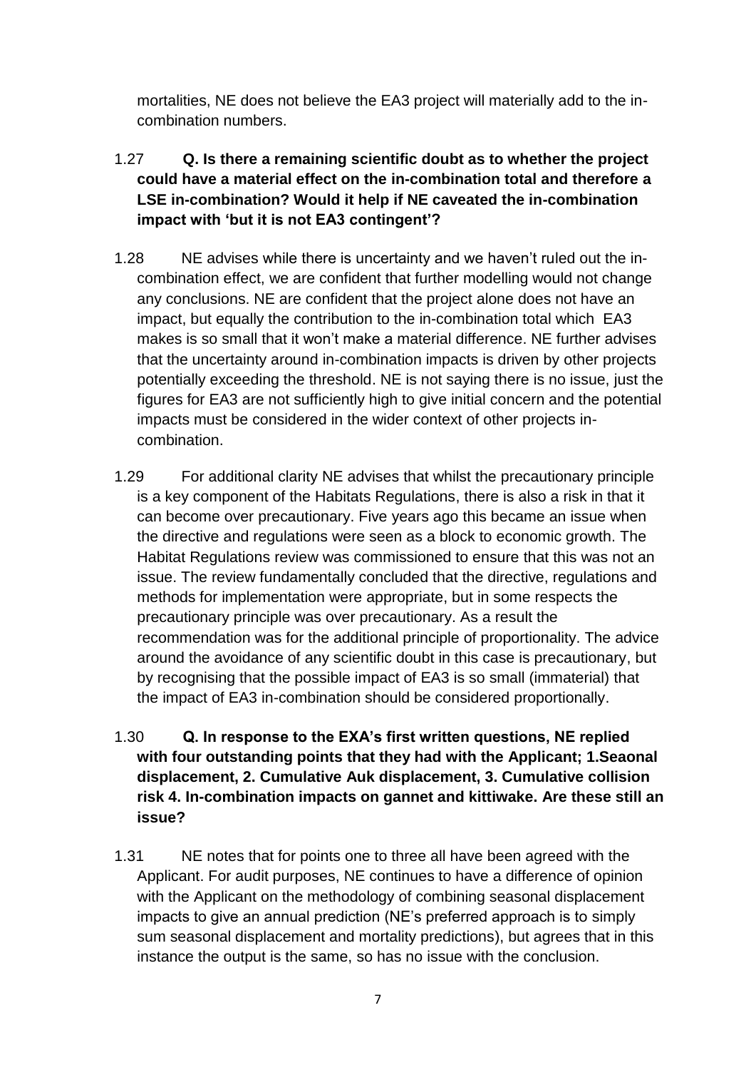mortalities, NE does not believe the EA3 project will materially add to the in-combination numbers.

1.27 **Q. Is there a remaining scientific doubt as to whether the project could have a material effect on the in-combination total and therefore a LSE in-combination? Would it help if NE caveated the in-combination impact with 'but it is not EA3 contingent'?**

1.28 NE advises while there is uncertainty and we haven't ruled out the in-combination effect, we are confident that further modelling would not change any conclusions. NE are confident that the project alone does not have an impact, but equally the contribution to the in-combination total which EA3 makes is so small that it won't make a material difference. NE further advises that the uncertainty around in-combination impacts is driven by other projects potentially exceeding the threshold. NE is not saying there is no issue, just the figures for EA3 are not sufficiently high to give initial concern and the potential impacts must be considered in the wider context of other projects in-combination.

1.29 For additional clarity NE advises that whilst the precautionary principle is a key component of the Habitats Regulations, there is also a risk in that it can become over precautionary. Five years ago this became an issue when the directive and regulations were seen as a block to economic growth. The Habitat Regulations review was commissioned to ensure that this was not an issue. The review fundamentally concluded that the directive, regulations and methods for implementation were appropriate, but in some respects the precautionary principle was over precautionary. As a result the recommendation was for the additional principle of proportionality. The advice around the avoidance of any scientific doubt in this case is precautionary, but by recognising that the possible impact of EA3 is so small (immaterial) that the impact of EA3 in-combination should be considered proportionally.

1.30 **Q. In response to the EXA's first written questions, NE replied with four outstanding points that they had with the Applicant; 1.Seaonal displacement, 2. Cumulative Auk displacement, 3. Cumulative collision risk 4. In-combination impacts on gannet and kittiwake. Are these still an issue?**

1.31 NE notes that for points one to three all have been agreed with the Applicant. For audit purposes, NE continues to have a difference of opinion with the Applicant on the methodology of combining seasonal displacement impacts to give an annual prediction (NE's preferred approach is to simply sum seasonal displacement and mortality predictions), but agrees that in this instance the output is the same, so has no issue with the conclusion.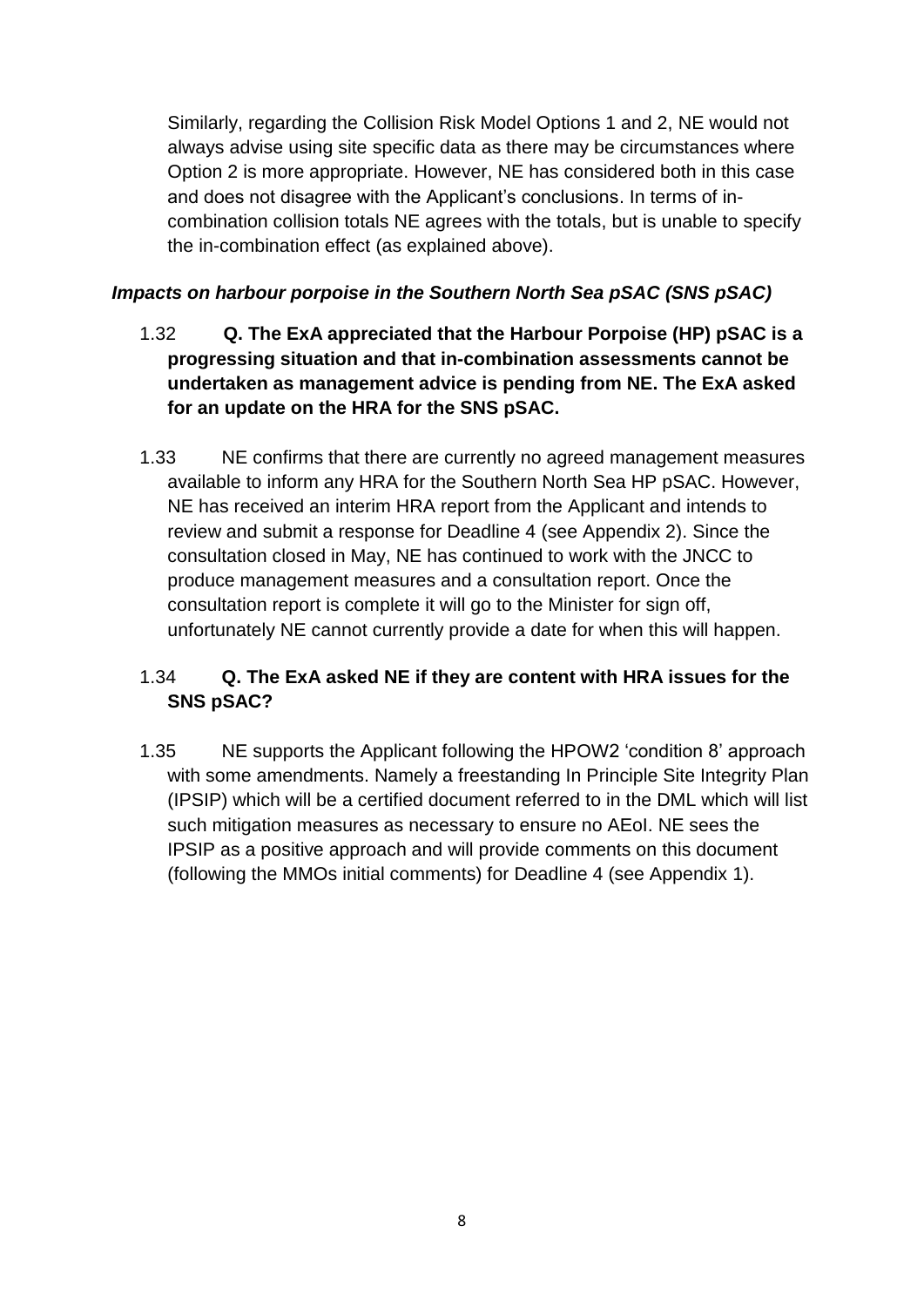Similarly, regarding the Collision Risk Model Options 1 and 2, NE would not always advise using site specific data as there may be circumstances where Option 2 is more appropriate. However, NE has considered both in this case and does not disagree with the Applicant's conclusions. In terms of in-combination collision totals NE agrees with the totals, but is unable to specify the in-combination effect (as explained above).

***Impacts on harbour porpoise in the Southern North Sea pSAC (SNS pSAC)***

1.32 **Q. The ExA appreciated that the Harbour Porpoise (HP) pSAC is a progressing situation and that in-combination assessments cannot be undertaken as management advice is pending from NE. The ExA asked for an update on the HRA for the SNS pSAC.**

1.33 NE confirms that there are currently no agreed management measures available to inform any HRA for the Southern North Sea HP pSAC. However, NE has received an interim HRA report from the Applicant and intends to review and submit a response for Deadline 4 (see Appendix 2). Since the consultation closed in May, NE has continued to work with the JNCC to produce management measures and a consultation report. Once the consultation report is complete it will go to the Minister for sign off, unfortunately NE cannot currently provide a date for when this will happen.

1.34 **Q. The ExA asked NE if they are content with HRA issues for the SNS pSAC?**

1.35 NE supports the Applicant following the HPOW2 'condition 8' approach with some amendments. Namely a freestanding In Principle Site Integrity Plan (IPSIP) which will be a certified document referred to in the DML which will list such mitigation measures as necessary to ensure no AEoI. NE sees the IPSIP as a positive approach and will provide comments on this document (following the MMOs initial comments) for Deadline 4 (see Appendix 1).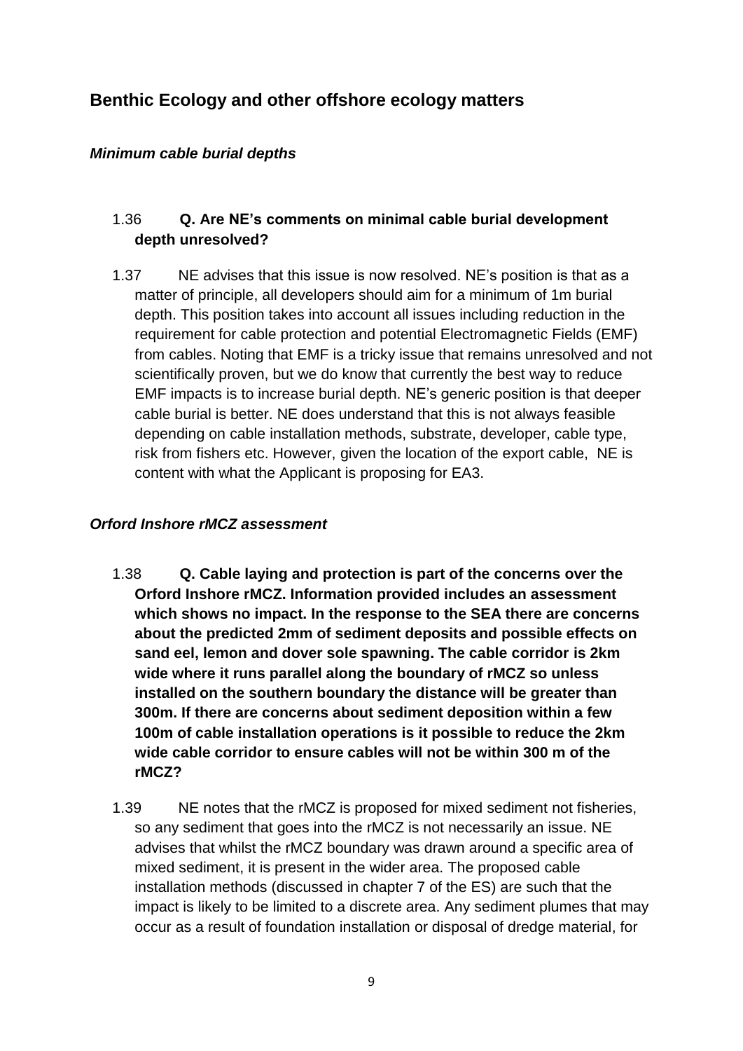## Benthic Ecology and other offshore ecology matters

### *Minimum cable burial depths*

1.36 **Q. Are NE's comments on minimal cable burial development depth unresolved?**

1.37 NE advises that this issue is now resolved. NE's position is that as a matter of principle, all developers should aim for a minimum of 1m burial depth. This position takes into account all issues including reduction in the requirement for cable protection and potential Electromagnetic Fields (EMF) from cables. Noting that EMF is a tricky issue that remains unresolved and not scientifically proven, but we do know that currently the best way to reduce EMF impacts is to increase burial depth. NE's generic position is that deeper cable burial is better. NE does understand that this is not always feasible depending on cable installation methods, substrate, developer, cable type, risk from fishers etc. However, given the location of the export cable, NE is content with what the Applicant is proposing for EA3.

### *Orford Inshore rMCZ assessment*

1.38 **Q. Cable laying and protection is part of the concerns over the Orford Inshore rMCZ. Information provided includes an assessment which shows no impact. In the response to the SEA there are concerns about the predicted 2mm of sediment deposits and possible effects on sand eel, lemon and dover sole spawning. The cable corridor is 2km wide where it runs parallel along the boundary of rMCZ so unless installed on the southern boundary the distance will be greater than 300m. If there are concerns about sediment deposition within a few 100m of cable installation operations is it possible to reduce the 2km wide cable corridor to ensure cables will not be within 300 m of the rMCZ?**

1.39 NE notes that the rMCZ is proposed for mixed sediment not fisheries, so any sediment that goes into the rMCZ is not necessarily an issue. NE advises that whilst the rMCZ boundary was drawn around a specific area of mixed sediment, it is present in the wider area. The proposed cable installation methods (discussed in chapter 7 of the ES) are such that the impact is likely to be limited to a discrete area. Any sediment plumes that may occur as a result of foundation installation or disposal of dredge material, for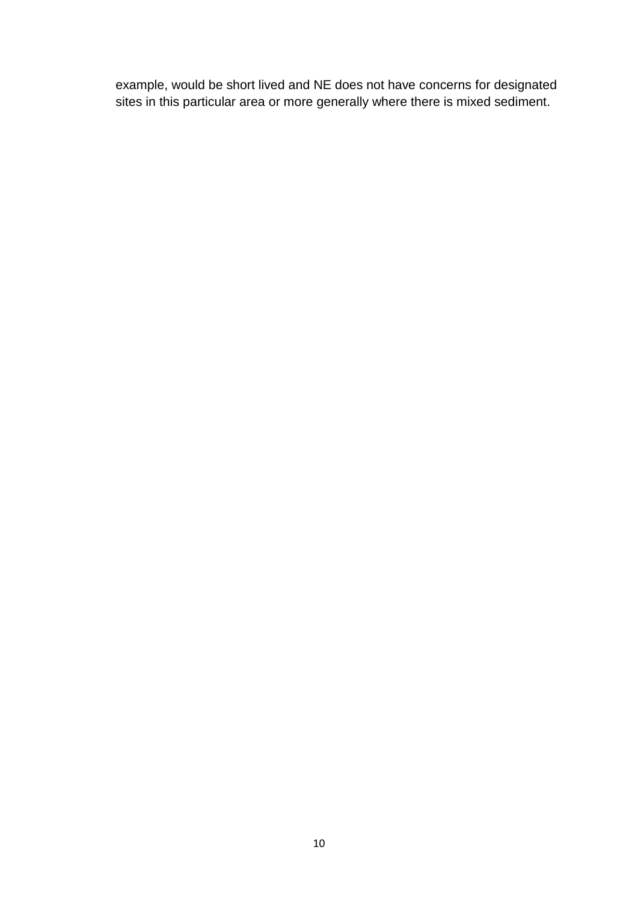example, would be short lived and NE does not have concerns for designated sites in this particular area or more generally where there is mixed sediment.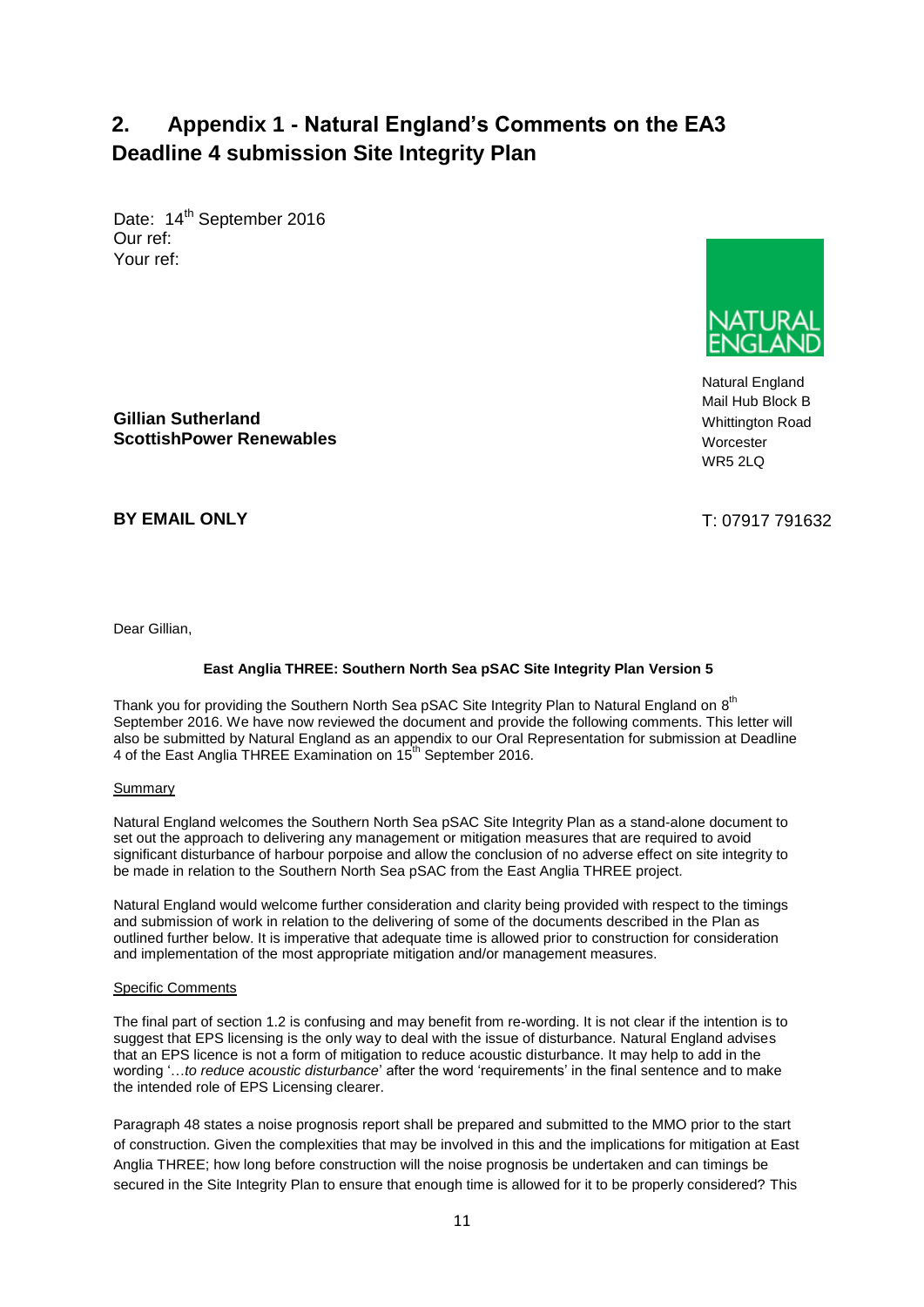## 2. Appendix 1 - Natural England's Comments on the EA3 Deadline 4 submission Site Integrity Plan

Date: 14th September 2016
Our ref:
Your ref:

NATURAL ENGLAND

Natural England
Mail Hub Block B
Whittington Road
Worcester
WR5 2LQ

**Gillian Sutherland**
**ScottishPower Renewables**

**BY EMAIL ONLY**

T: 07917 791632

Dear Gillian,

**East Anglia THREE: Southern North Sea pSAC Site Integrity Plan Version 5**

Thank you for providing the Southern North Sea pSAC Site Integrity Plan to Natural England on 8th September 2016. We have now reviewed the document and provide the following comments. This letter will also be submitted by Natural England as an appendix to our Oral Representation for submission at Deadline 4 of the East Anglia THREE Examination on 15th September 2016.

Summary

Natural England welcomes the Southern North Sea pSAC Site Integrity Plan as a stand-alone document to set out the approach to delivering any management or mitigation measures that are required to avoid significant disturbance of harbour porpoise and allow the conclusion of no adverse effect on site integrity to be made in relation to the Southern North Sea pSAC from the East Anglia THREE project.

Natural England would welcome further consideration and clarity being provided with respect to the timings and submission of work in relation to the delivering of some of the documents described in the Plan as outlined further below. It is imperative that adequate time is allowed prior to construction for consideration and implementation of the most appropriate mitigation and/or management measures.

Specific Comments

The final part of section 1.2 is confusing and may benefit from re-wording. It is not clear if the intention is to suggest that EPS licensing is the only way to deal with the issue of disturbance. Natural England advises that an EPS licence is not a form of mitigation to reduce acoustic disturbance. It may help to add in the wording '…*to reduce acoustic disturbance*' after the word 'requirements' in the final sentence and to make the intended role of EPS Licensing clearer.

Paragraph 48 states a noise prognosis report shall be prepared and submitted to the MMO prior to the start of construction. Given the complexities that may be involved in this and the implications for mitigation at East Anglia THREE; how long before construction will the noise prognosis be undertaken and can timings be secured in the Site Integrity Plan to ensure that enough time is allowed for it to be properly considered? This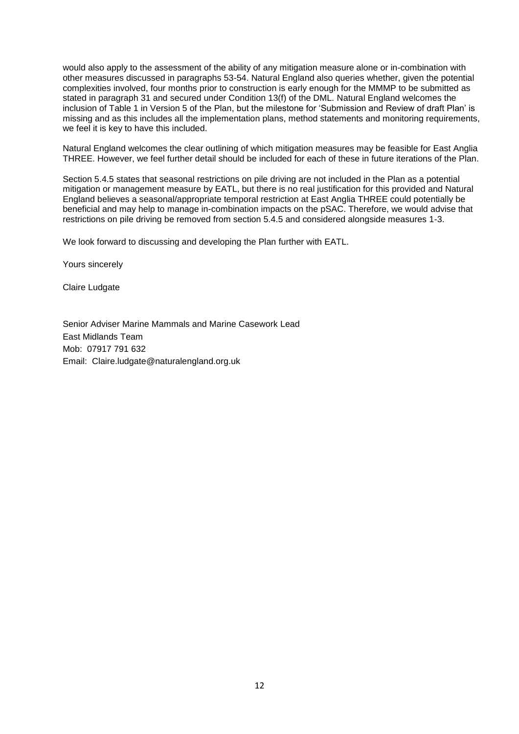would also apply to the assessment of the ability of any mitigation measure alone or in-combination with other measures discussed in paragraphs 53-54. Natural England also queries whether, given the potential complexities involved, four months prior to construction is early enough for the MMMP to be submitted as stated in paragraph 31 and secured under Condition 13(f) of the DML. Natural England welcomes the inclusion of Table 1 in Version 5 of the Plan, but the milestone for 'Submission and Review of draft Plan' is missing and as this includes all the implementation plans, method statements and monitoring requirements, we feel it is key to have this included.

Natural England welcomes the clear outlining of which mitigation measures may be feasible for East Anglia THREE. However, we feel further detail should be included for each of these in future iterations of the Plan.

Section 5.4.5 states that seasonal restrictions on pile driving are not included in the Plan as a potential mitigation or management measure by EATL, but there is no real justification for this provided and Natural England believes a seasonal/appropriate temporal restriction at East Anglia THREE could potentially be beneficial and may help to manage in-combination impacts on the pSAC. Therefore, we would advise that restrictions on pile driving be removed from section 5.4.5 and considered alongside measures 1-3.

We look forward to discussing and developing the Plan further with EATL.

Yours sincerely

Claire Ludgate

Senior Adviser Marine Mammals and Marine Casework Lead
East Midlands Team
Mob: 07917 791 632
Email: Claire.ludgate@naturalengland.org.uk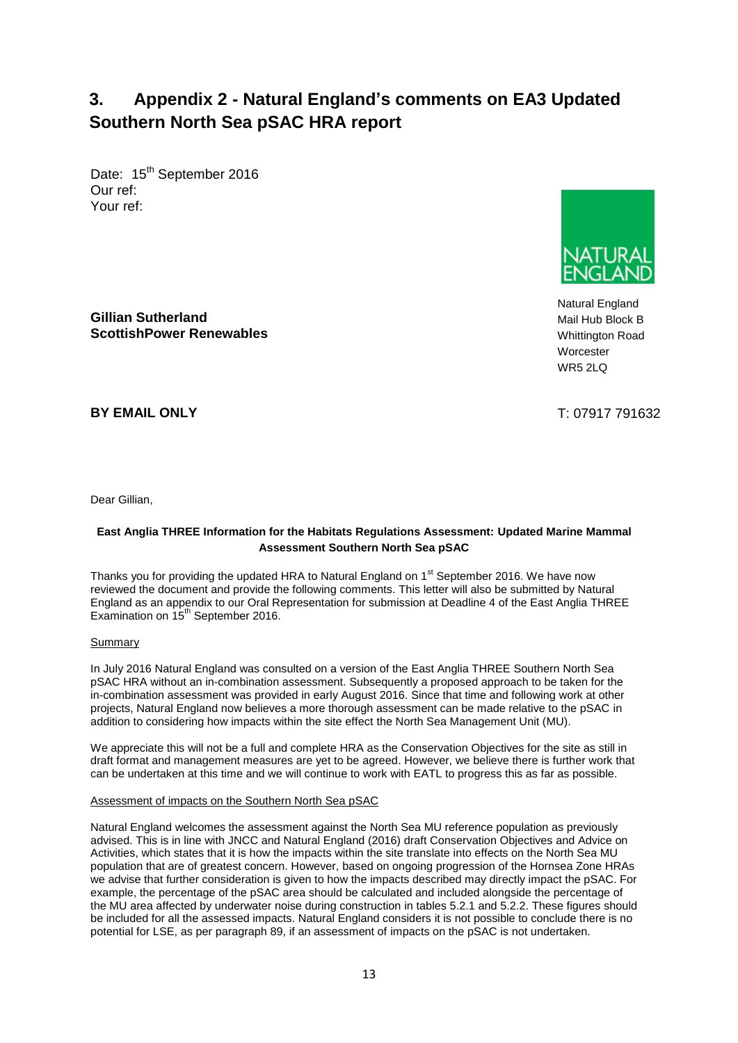# 3. Appendix 2 - Natural England's comments on EA3 Updated Southern North Sea pSAC HRA report

Date: 15th September 2016
Our ref:
Your ref:

NATURAL ENGLAND

Natural England
Mail Hub Block B
Whittington Road
Worcester
WR5 2LQ

**Gillian Sutherland**
**ScottishPower Renewables**

**BY EMAIL ONLY**

T: 07917 791632

Dear Gillian,

**East Anglia THREE Information for the Habitats Regulations Assessment: Updated Marine Mammal Assessment Southern North Sea pSAC**

Thanks you for providing the updated HRA to Natural England on 1st September 2016. We have now reviewed the document and provide the following comments. This letter will also be submitted by Natural England as an appendix to our Oral Representation for submission at Deadline 4 of the East Anglia THREE Examination on 15th September 2016.

Summary

In July 2016 Natural England was consulted on a version of the East Anglia THREE Southern North Sea pSAC HRA without an in-combination assessment. Subsequently a proposed approach to be taken for the in-combination assessment was provided in early August 2016. Since that time and following work at other projects, Natural England now believes a more thorough assessment can be made relative to the pSAC in addition to considering how impacts within the site effect the North Sea Management Unit (MU).

We appreciate this will not be a full and complete HRA as the Conservation Objectives for the site as still in draft format and management measures are yet to be agreed. However, we believe there is further work that can be undertaken at this time and we will continue to work with EATL to progress this as far as possible.

Assessment of impacts on the Southern North Sea pSAC

Natural England welcomes the assessment against the North Sea MU reference population as previously advised. This is in line with JNCC and Natural England (2016) draft Conservation Objectives and Advice on Activities, which states that it is how the impacts within the site translate into effects on the North Sea MU population that are of greatest concern. However, based on ongoing progression of the Hornsea Zone HRAs we advise that further consideration is given to how the impacts described may directly impact the pSAC. For example, the percentage of the pSAC area should be calculated and included alongside the percentage of the MU area affected by underwater noise during construction in tables 5.2.1 and 5.2.2. These figures should be included for all the assessed impacts. Natural England considers it is not possible to conclude there is no potential for LSE, as per paragraph 89, if an assessment of impacts on the pSAC is not undertaken.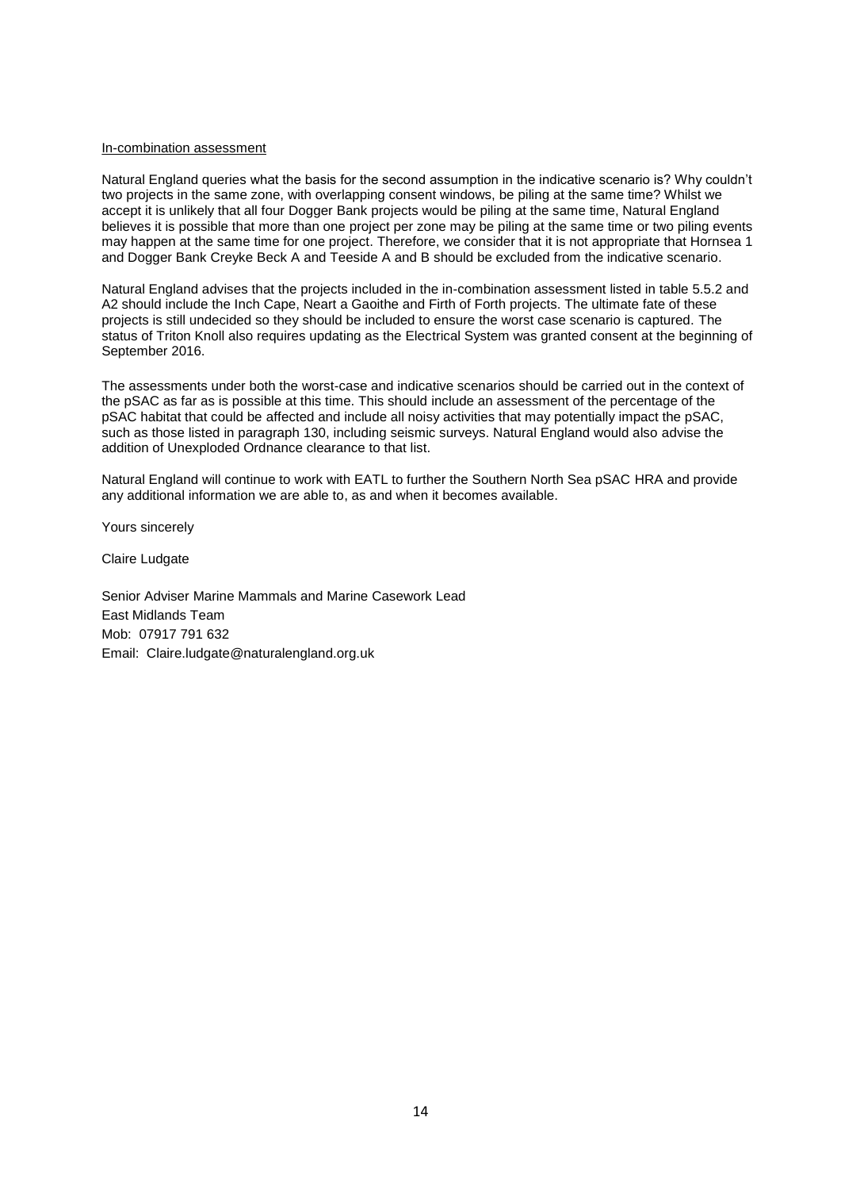In-combination assessment

Natural England queries what the basis for the second assumption in the indicative scenario is? Why couldn't two projects in the same zone, with overlapping consent windows, be piling at the same time? Whilst we accept it is unlikely that all four Dogger Bank projects would be piling at the same time, Natural England believes it is possible that more than one project per zone may be piling at the same time or two piling events may happen at the same time for one project. Therefore, we consider that it is not appropriate that Hornsea 1 and Dogger Bank Creyke Beck A and Teeside A and B should be excluded from the indicative scenario.

Natural England advises that the projects included in the in-combination assessment listed in table 5.5.2 and A2 should include the Inch Cape, Neart a Gaoithe and Firth of Forth projects. The ultimate fate of these projects is still undecided so they should be included to ensure the worst case scenario is captured. The status of Triton Knoll also requires updating as the Electrical System was granted consent at the beginning of September 2016.

The assessments under both the worst-case and indicative scenarios should be carried out in the context of the pSAC as far as is possible at this time. This should include an assessment of the percentage of the pSAC habitat that could be affected and include all noisy activities that may potentially impact the pSAC, such as those listed in paragraph 130, including seismic surveys. Natural England would also advise the addition of Unexploded Ordnance clearance to that list.

Natural England will continue to work with EATL to further the Southern North Sea pSAC HRA and provide any additional information we are able to, as and when it becomes available.

Yours sincerely

Claire Ludgate

Senior Adviser Marine Mammals and Marine Casework Lead
East Midlands Team
Mob: 07917 791 632
Email: Claire.ludgate@naturalengland.org.uk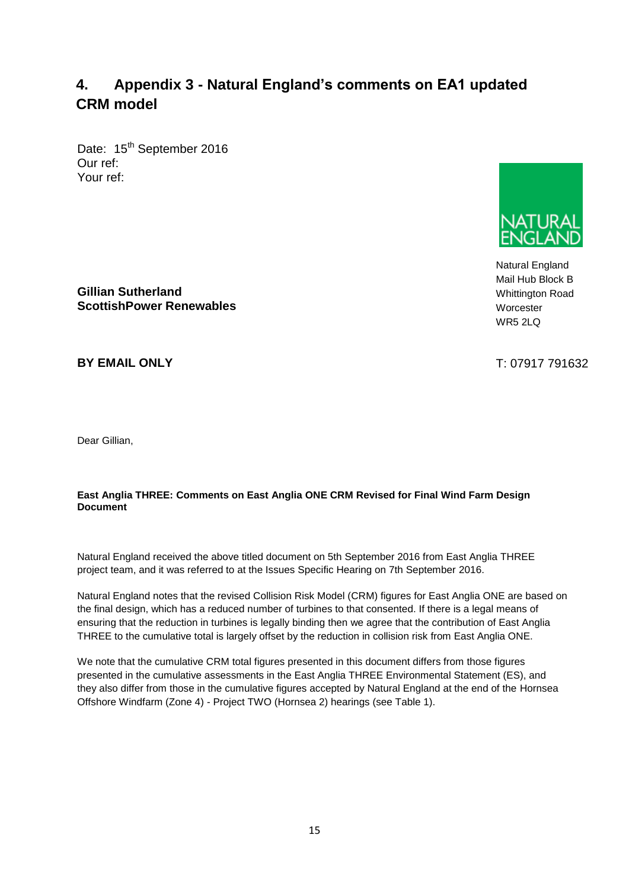# 4. Appendix 3 - Natural England's comments on EA1 updated CRM model

Date: 15th September 2016
Our ref:
Your ref:

NATURAL ENGLAND

Natural England
Mail Hub Block B
Whittington Road
Worcester
WR5 2LQ

**Gillian Sutherland**
**ScottishPower Renewables**

**BY EMAIL ONLY**

T: 07917 791632

Dear Gillian,

**East Anglia THREE: Comments on East Anglia ONE CRM Revised for Final Wind Farm Design Document**

Natural England received the above titled document on 5th September 2016 from East Anglia THREE project team, and it was referred to at the Issues Specific Hearing on 7th September 2016.

Natural England notes that the revised Collision Risk Model (CRM) figures for East Anglia ONE are based on the final design, which has a reduced number of turbines to that consented. If there is a legal means of ensuring that the reduction in turbines is legally binding then we agree that the contribution of East Anglia THREE to the cumulative total is largely offset by the reduction in collision risk from East Anglia ONE.

We note that the cumulative CRM total figures presented in this document differs from those figures presented in the cumulative assessments in the East Anglia THREE Environmental Statement (ES), and they also differ from those in the cumulative figures accepted by Natural England at the end of the Hornsea Offshore Windfarm (Zone 4) - Project TWO (Hornsea 2) hearings (see Table 1).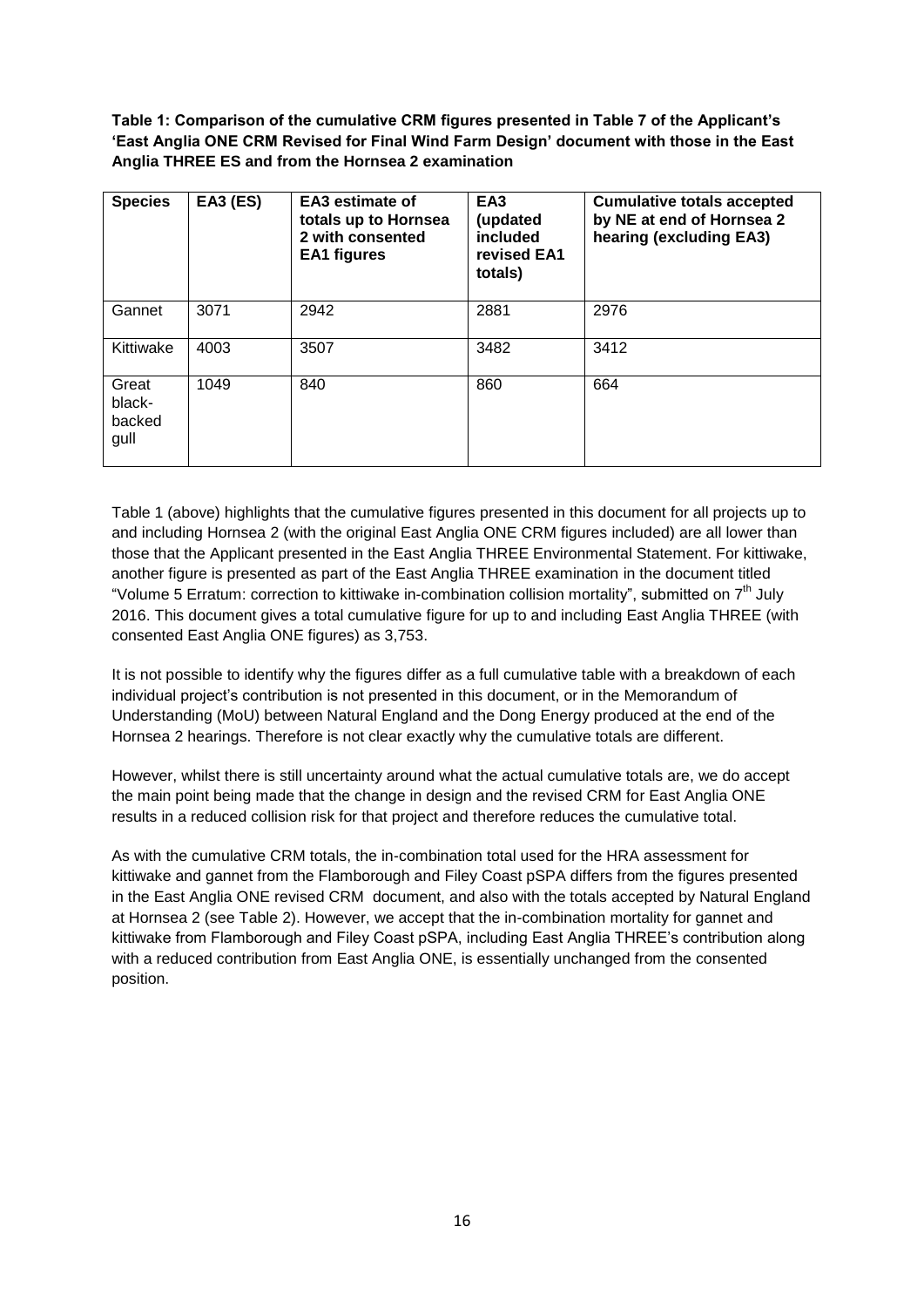**Table 1: Comparison of the cumulative CRM figures presented in Table 7 of the Applicant's 'East Anglia ONE CRM Revised for Final Wind Farm Design' document with those in the East Anglia THREE ES and from the Hornsea 2 examination**

| Species | EA3 (ES) | EA3 estimate of totals up to Hornsea 2 with consented EA1 figures | EA3 (updated included revised EA1 totals) | Cumulative totals accepted by NE at end of Hornsea 2 hearing (excluding EA3) |
|---|---|---|---|---|
| Gannet | 3071 | 2942 | 2881 | 2976 |
| Kittiwake | 4003 | 3507 | 3482 | 3412 |
| Great black-backed gull | 1049 | 840 | 860 | 664 |

Table 1 (above) highlights that the cumulative figures presented in this document for all projects up to and including Hornsea 2 (with the original East Anglia ONE CRM figures included) are all lower than those that the Applicant presented in the East Anglia THREE Environmental Statement. For kittiwake, another figure is presented as part of the East Anglia THREE examination in the document titled "Volume 5 Erratum: correction to kittiwake in-combination collision mortality", submitted on 7th July 2016. This document gives a total cumulative figure for up to and including East Anglia THREE (with consented East Anglia ONE figures) as 3,753.

It is not possible to identify why the figures differ as a full cumulative table with a breakdown of each individual project's contribution is not presented in this document, or in the Memorandum of Understanding (MoU) between Natural England and the Dong Energy produced at the end of the Hornsea 2 hearings. Therefore is not clear exactly why the cumulative totals are different.

However, whilst there is still uncertainty around what the actual cumulative totals are, we do accept the main point being made that the change in design and the revised CRM for East Anglia ONE results in a reduced collision risk for that project and therefore reduces the cumulative total.

As with the cumulative CRM totals, the in-combination total used for the HRA assessment for kittiwake and gannet from the Flamborough and Filey Coast pSPA differs from the figures presented in the East Anglia ONE revised CRM document, and also with the totals accepted by Natural England at Hornsea 2 (see Table 2). However, we accept that the in-combination mortality for gannet and kittiwake from Flamborough and Filey Coast pSPA, including East Anglia THREE's contribution along with a reduced contribution from East Anglia ONE, is essentially unchanged from the consented position.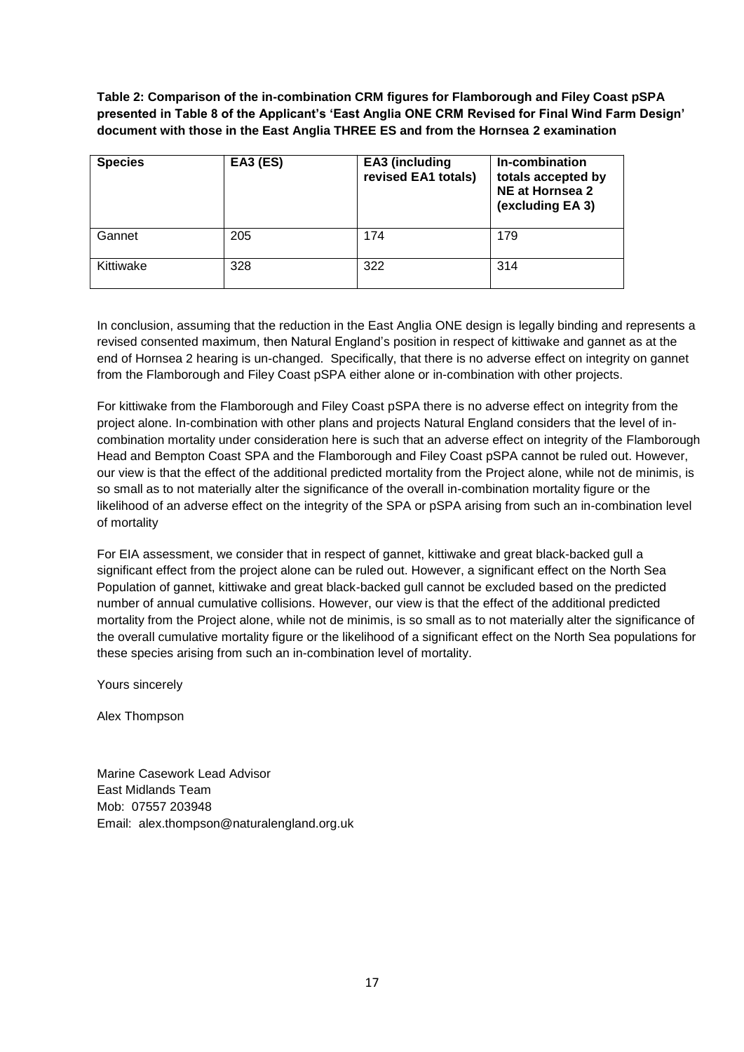**Table 2: Comparison of the in-combination CRM figures for Flamborough and Filey Coast pSPA presented in Table 8 of the Applicant's 'East Anglia ONE CRM Revised for Final Wind Farm Design' document with those in the East Anglia THREE ES and from the Hornsea 2 examination**

| Species | EA3 (ES) | EA3 (including revised EA1 totals) | In-combination totals accepted by NE at Hornsea 2 (excluding EA 3) |
|---|---|---|---|
| Gannet | 205 | 174 | 179 |
| Kittiwake | 328 | 322 | 314 |

In conclusion, assuming that the reduction in the East Anglia ONE design is legally binding and represents a revised consented maximum, then Natural England's position in respect of kittiwake and gannet as at the end of Hornsea 2 hearing is un-changed. Specifically, that there is no adverse effect on integrity on gannet from the Flamborough and Filey Coast pSPA either alone or in-combination with other projects.

For kittiwake from the Flamborough and Filey Coast pSPA there is no adverse effect on integrity from the project alone. In-combination with other plans and projects Natural England considers that the level of in-combination mortality under consideration here is such that an adverse effect on integrity of the Flamborough Head and Bempton Coast SPA and the Flamborough and Filey Coast pSPA cannot be ruled out. However, our view is that the effect of the additional predicted mortality from the Project alone, while not de minimis, is so small as to not materially alter the significance of the overall in-combination mortality figure or the likelihood of an adverse effect on the integrity of the SPA or pSPA arising from such an in-combination level of mortality

For EIA assessment, we consider that in respect of gannet, kittiwake and great black-backed gull a significant effect from the project alone can be ruled out. However, a significant effect on the North Sea Population of gannet, kittiwake and great black-backed gull cannot be excluded based on the predicted number of annual cumulative collisions. However, our view is that the effect of the additional predicted mortality from the Project alone, while not de minimis, is so small as to not materially alter the significance of the overall cumulative mortality figure or the likelihood of a significant effect on the North Sea populations for these species arising from such an in-combination level of mortality.

Yours sincerely

Alex Thompson

Marine Casework Lead Advisor
East Midlands Team
Mob: 07557 203948
Email: alex.thompson@naturalengland.org.uk